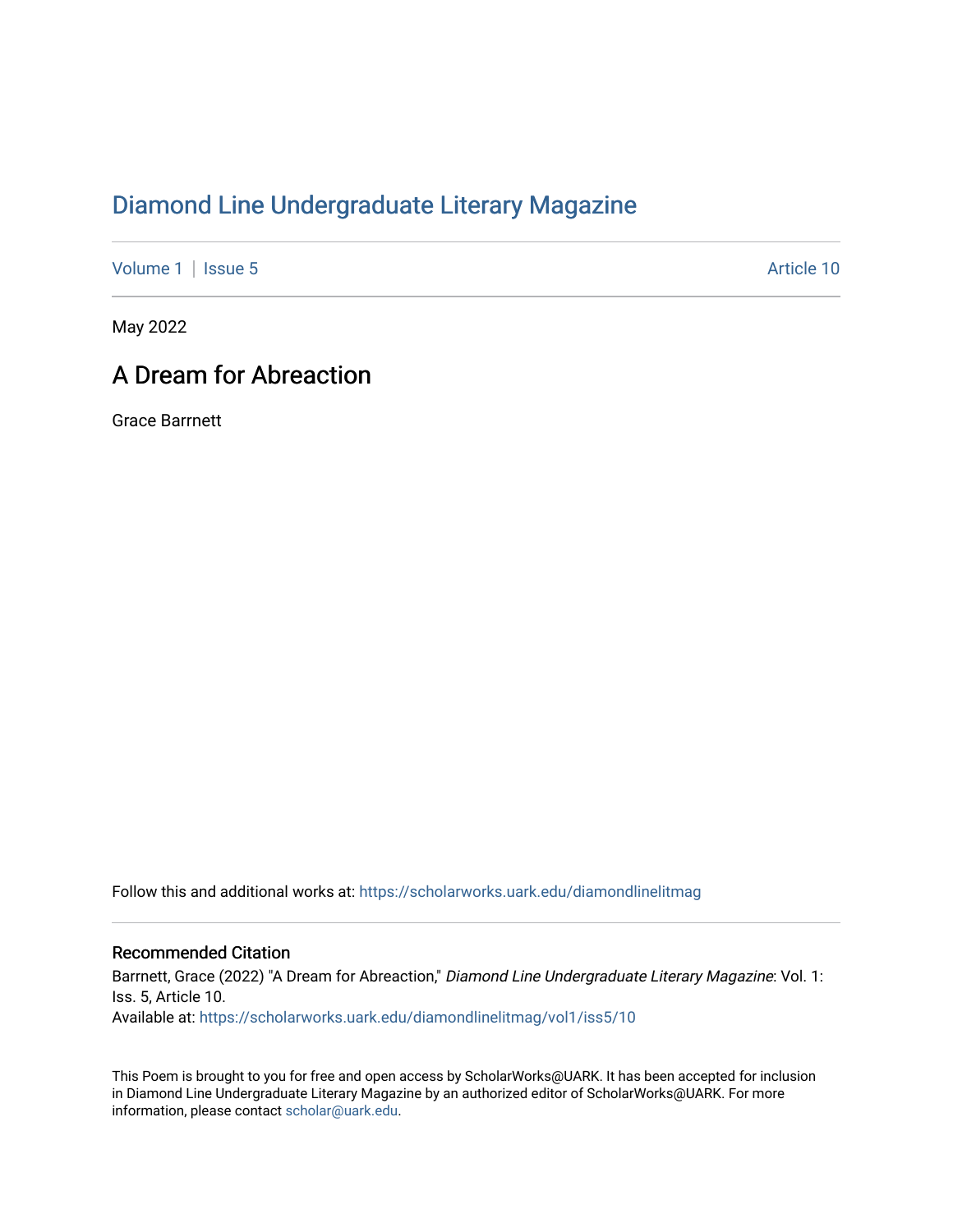# Diamond Line Undergraduate Literary Magazine

Volume 1 | Issue 5 Article 10

May 2022

## A Dream for Abreaction

Grace Barrnett

Follow this and additional works at: https://scholarworks.uark.edu/diamondlinelitmag

### Recommended Citation

Barrnett, Grace (2022) "A Dream for Abreaction," *Diamond Line Undergraduate Literary Magazine*: Vol. 1: Iss. 5, Article 10.
Available at: https://scholarworks.uark.edu/diamondlinelitmag/vol1/iss5/10

This Poem is brought to you for free and open access by ScholarWorks@UARK. It has been accepted for inclusion in Diamond Line Undergraduate Literary Magazine by an authorized editor of ScholarWorks@UARK. For more information, please contact scholar@uark.edu.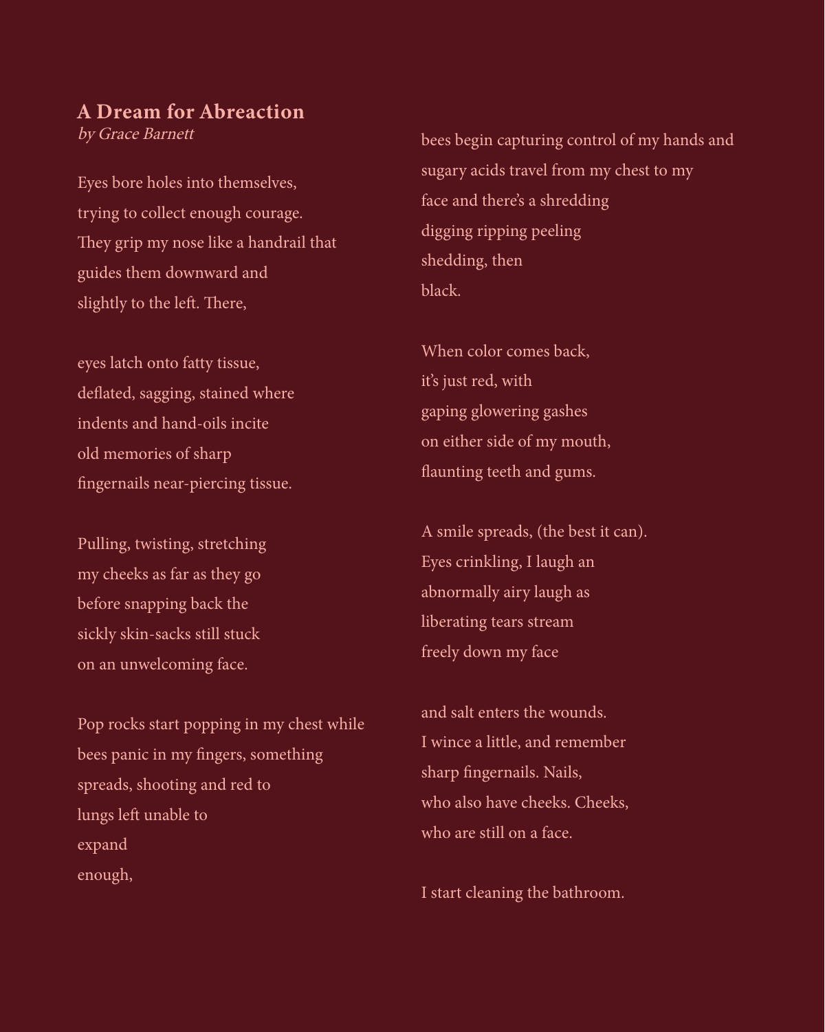# A Dream for Abreaction

*by Grace Barnett*

Eyes bore holes into themselves,
trying to collect enough courage.
They grip my nose like a handrail that
guides them downward and
slightly to the left. There,

eyes latch onto fatty tissue,
deflated, sagging, stained where
indents and hand-oils incite
old memories of sharp
fingernails near-piercing tissue.

Pulling, twisting, stretching
my cheeks as far as they go
before snapping back the
sickly skin-sacks still stuck
on an unwelcoming face.

Pop rocks start popping in my chest while
bees panic in my fingers, something
spreads, shooting and red to
lungs left unable to
expand
enough,

bees begin capturing control of my hands and
sugary acids travel from my chest to my
face and there's a shredding
digging ripping peeling
shedding, then
black.

When color comes back,
it's just red, with
gaping glowering gashes
on either side of my mouth,
flaunting teeth and gums.

A smile spreads, (the best it can).
Eyes crinkling, I laugh an
abnormally airy laugh as
liberating tears stream
freely down my face

and salt enters the wounds.
I wince a little, and remember
sharp fingernails. Nails,
who also have cheeks. Cheeks,
who are still on a face.

I start cleaning the bathroom.